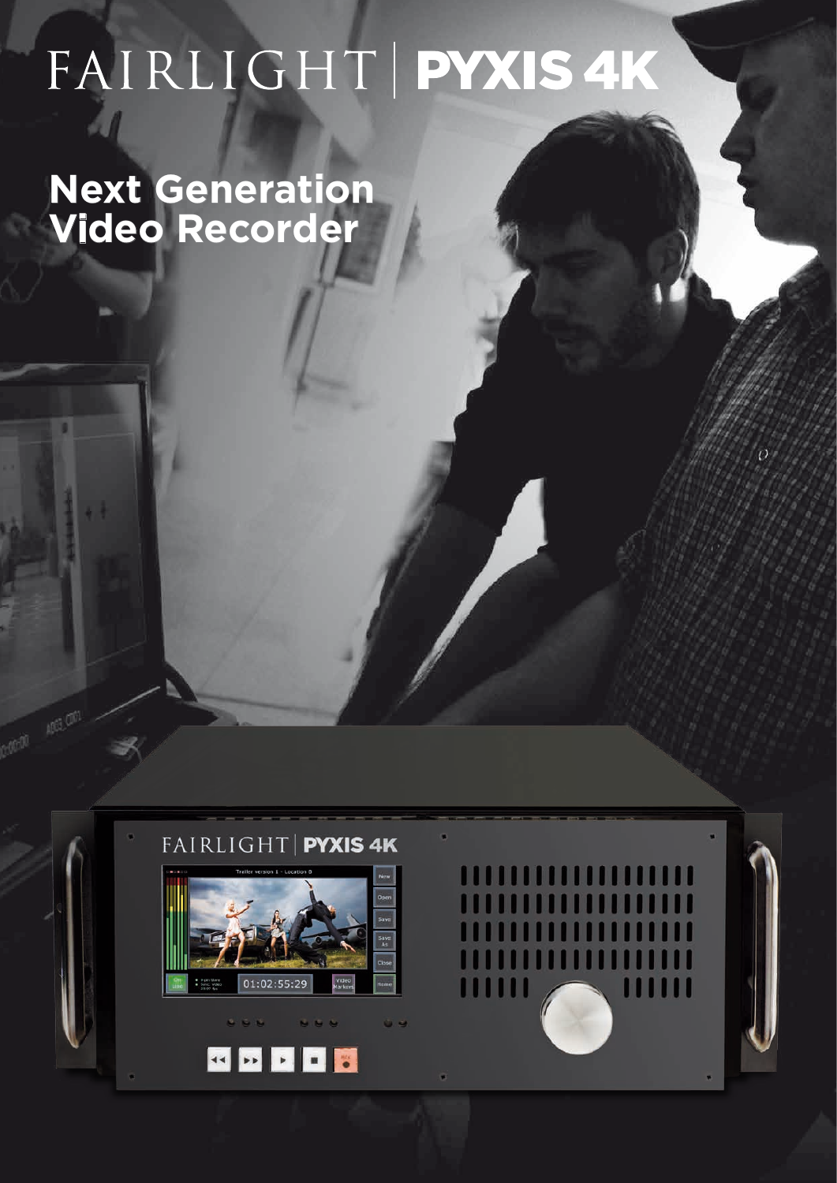# FAIRLIGHT | PYXIS 4K

## Next Generation Video Recorder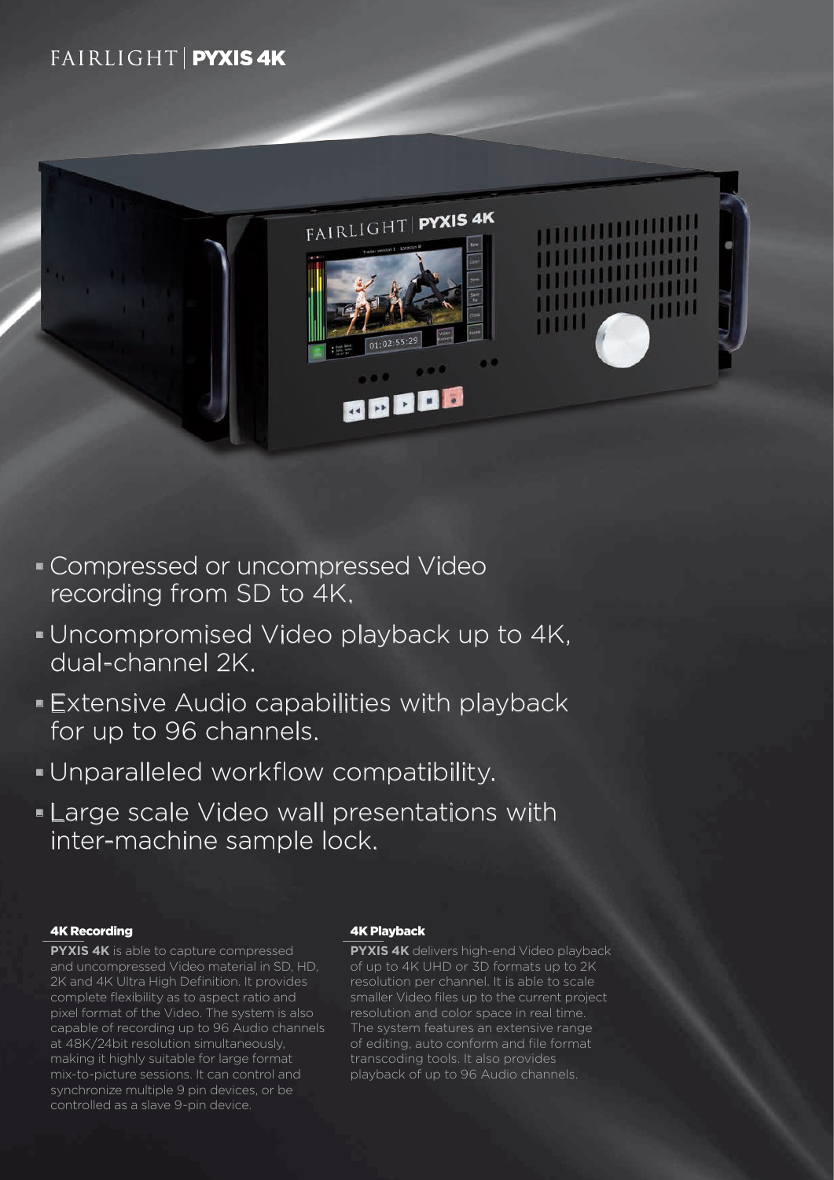# FAIRLIGHT | PYXIS 4K

- Compressed or uncompressed Video recording from SD to 4K.
- Uncompromised Video playback up to 4K, dual-channel 2K.
- Extensive Audio capabilities with playback for up to 96 channels.
- Unparalleled workflow compatibility.
- Large scale Video wall presentations with inter-machine sample lock.

### 4K Recording

**PYXIS 4K** is able to capture compressed and uncompressed Video material in SD, HD, 2K and 4K Ultra High Definition. It provides complete flexibility as to aspect ratio and pixel format of the Video. The system is also capable of recording up to 96 Audio channels at 48K/24bit resolution simultaneously, making it highly suitable for large format mix-to-picture sessions. It can control and synchronize multiple 9 pin devices, or be controlled as a slave 9-pin device.

### 4K Playback

**PYXIS 4K** delivers high-end Video playback of up to 4K UHD or 3D formats up to 2K resolution per channel. It is able to scale smaller Video files up to the current project resolution and color space in real time. The system features an extensive range of editing, auto conform and file format transcoding tools. It also provides playback of up to 96 Audio channels.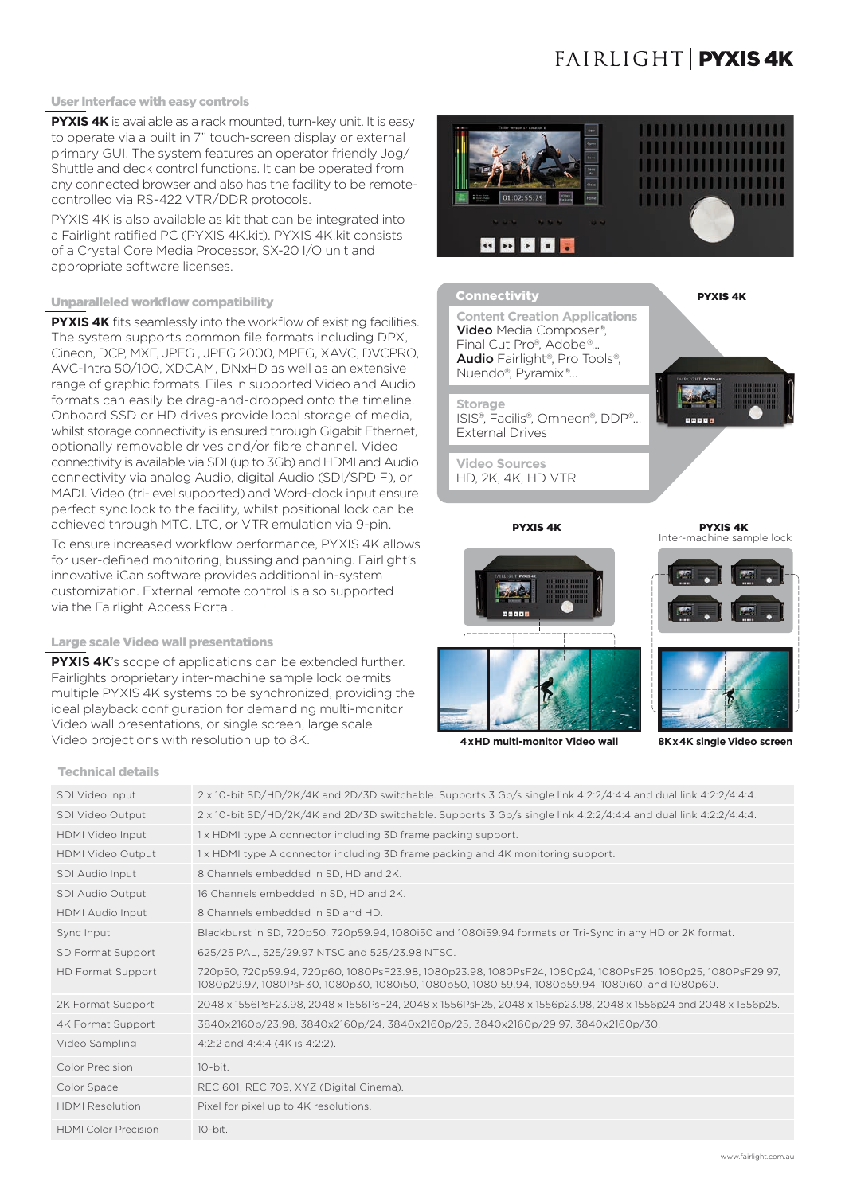## User Interface with easy controls

**PYXIS 4K** is available as a rack mounted, turn-key unit. It is easy to operate via a built in 7" touch-screen display or external primary GUI. The system features an operator friendly Jog/Shuttle and deck control functions. It can be operated from any connected browser and also has the facility to be remote-controlled via RS-422 VTR/DDR protocols.

PYXIS 4K is also available as kit that can be integrated into a Fairlight ratified PC (PYXIS 4K.kit). PYXIS 4K.kit consists of a Crystal Core Media Processor, SX-20 I/O unit and appropriate software licenses.

## Unparalleled workflow compatibility

**PYXIS 4K** fits seamlessly into the workflow of existing facilities. The system supports common file formats including DPX, Cineon, DCP, MXF, JPEG , JPEG 2000, MPEG, XAVC, DVCPRO, AVC-Intra 50/100, XDCAM, DNxHD as well as an extensive range of graphic formats. Files in supported Video and Audio formats can easily be drag-and-dropped onto the timeline. Onboard SSD or HD drives provide local storage of media, whilst storage connectivity is ensured through Gigabit Ethernet, optionally removable drives and/or fibre channel. Video connectivity is available via SDI (up to 3Gb) and HDMI and Audio connectivity via analog Audio, digital Audio (SDI/SPDIF), or MADI. Video (tri-level supported) and Word-clock input ensure perfect sync lock to the facility, whilst positional lock can be achieved through MTC, LTC, or VTR emulation via 9-pin.

To ensure increased workflow performance, PYXIS 4K allows for user-defined monitoring, bussing and panning. Fairlight's innovative iCan software provides additional in-system customization. External remote control is also supported via the Fairlight Access Portal.

## Large scale Video wall presentations

**PYXIS 4K**'s scope of applications can be extended further. Fairlights proprietary inter-machine sample lock permits multiple PYXIS 4K systems to be synchronized, providing the ideal playback configuration for demanding multi-monitor Video wall presentations, or single screen, large scale Video projections with resolution up to 8K.

### Connectivity

**PYXIS 4K**

**Content Creation Applications**
**Video** Media Composer®, Final Cut Pro®, Adobe®...
**Audio** Fairlight®, Pro Tools®, Nuendo®, Pyramix®...

**Storage**
ISIS®, Facilis®, Omneon®, DDP®...
External Drives

**Video Sources**
HD, 2K, 4K, HD VTR

**PYXIS 4K**

4xHD multi-monitor Video wall

**PYXIS 4K**
Inter-machine sample lock

8Kx4K single Video screen

## Technical details

| | |
|---|---|
| SDI Video Input | 2 x 10-bit SD/HD/2K/4K and 2D/3D switchable. Supports 3 Gb/s single link 4:2:2/4:4:4 and dual link 4:2:2/4:4:4. |
| SDI Video Output | 2 x 10-bit SD/HD/2K/4K and 2D/3D switchable. Supports 3 Gb/s single link 4:2:2/4:4:4 and dual link 4:2:2/4:4:4. |
| HDMI Video Input | 1 x HDMI type A connector including 3D frame packing support. |
| HDMI Video Output | 1 x HDMI type A connector including 3D frame packing and 4K monitoring support. |
| SDI Audio Input | 8 Channels embedded in SD, HD and 2K. |
| SDI Audio Output | 16 Channels embedded in SD, HD and 2K. |
| HDMI Audio Input | 8 Channels embedded in SD and HD. |
| Sync Input | Blackburst in SD, 720p50, 720p59.94, 1080i50 and 1080i59.94 formats or Tri-Sync in any HD or 2K format. |
| SD Format Support | 625/25 PAL, 525/29.97 NTSC and 525/23.98 NTSC. |
| HD Format Support | 720p50, 720p59.94, 720p60, 1080PsF23.98, 1080p23.98, 1080PsF24, 1080p24, 1080PsF25, 1080p25, 1080PsF29.97, 1080p29.97, 1080PsF30, 1080p30, 1080i50, 1080p50, 1080i59.94, 1080p59.94, 1080i60, and 1080p60. |
| 2K Format Support | 2048 x 1556PsF23.98, 2048 x 1556PsF24, 2048 x 1556PsF25, 2048 x 1556p23.98, 2048 x 1556p24 and 2048 x 1556p25. |
| 4K Format Support | 3840x2160p/23.98, 3840x2160p/24, 3840x2160p/25, 3840x2160p/29.97, 3840x2160p/30. |
| Video Sampling | 4:2:2 and 4:4:4 (4K is 4:2:2). |
| Color Precision | 10-bit. |
| Color Space | REC 601, REC 709, XYZ (Digital Cinema). |
| HDMI Resolution | Pixel for pixel up to 4K resolutions. |
| HDMI Color Precision | 10-bit. |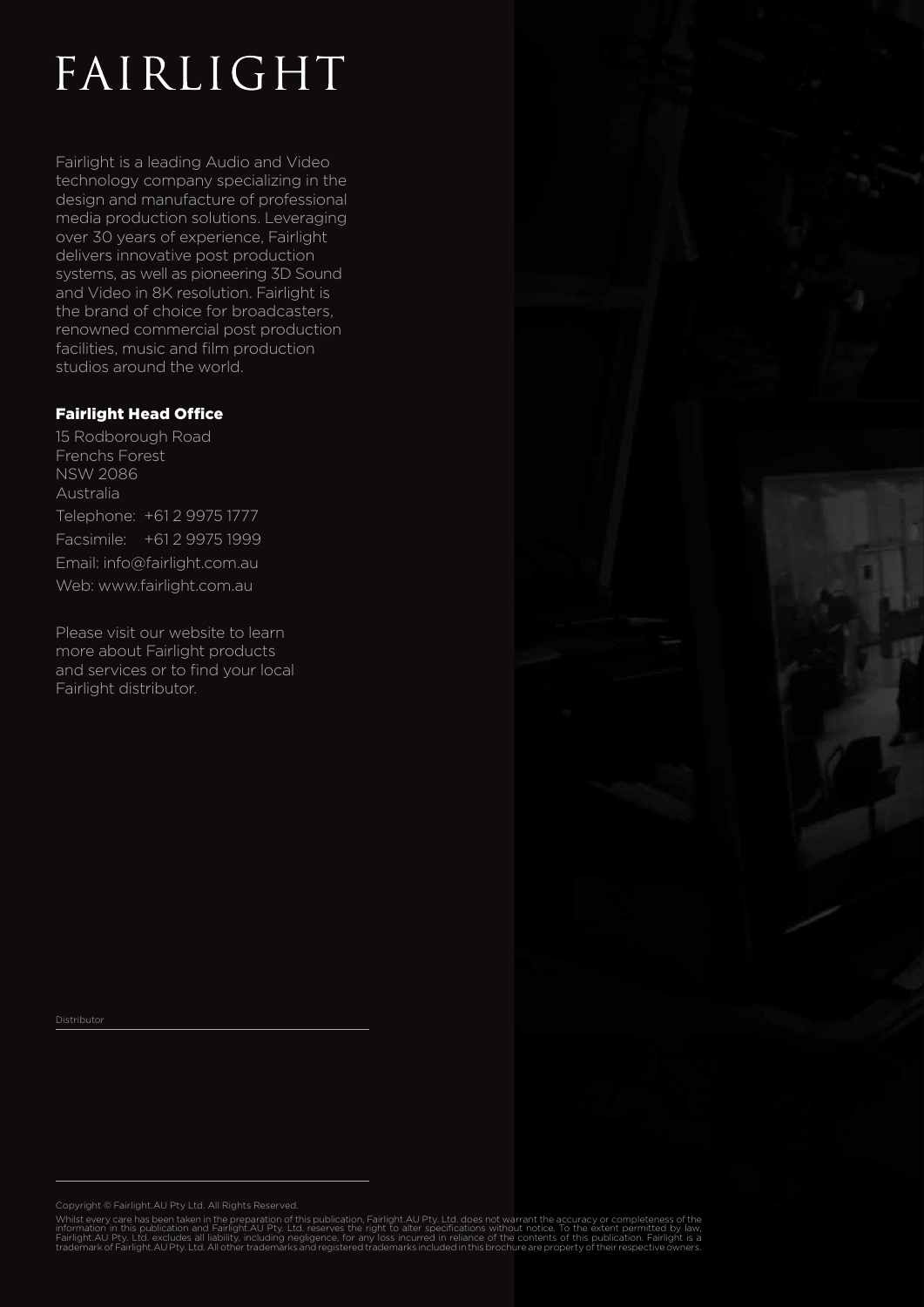# FAIRLIGHT

Fairlight is a leading Audio and Video technology company specializing in the design and manufacture of professional media production solutions. Leveraging over 30 years of experience, Fairlight delivers innovative post production systems, as well as pioneering 3D Sound and Video in 8K resolution. Fairlight is the brand of choice for broadcasters, renowned commercial post production facilities, music and film production studios around the world.

## Fairlight Head Office

15 Rodborough Road
Frenchs Forest
NSW 2086
Australia

Telephone: +61 2 9975 1777

Facsimile: +61 2 9975 1999

Email: info@fairlight.com.au

Web: www.fairlight.com.au

Please visit our website to learn more about Fairlight products and services or to find your local Fairlight distributor.

Distributor

Copyright © Fairlight.AU Pty Ltd. All Rights Reserved.

Whilst every care has been taken in the preparation of this publication, Fairlight.AU Pty. Ltd. does not warrant the accuracy or completeness of the information in this publication and Fairlight.AU Pty. Ltd. reserves the right to alter specifications without notice. To the extent permitted by law, Fairlight.AU Pty. Ltd. excludes all liability, including negligence, for any loss incurred in reliance of the contents of this publication. Fairlight is a trademark of Fairlight.AU Pty. Ltd. All other trademarks and registered trademarks included in this brochure are property of their respective owners.